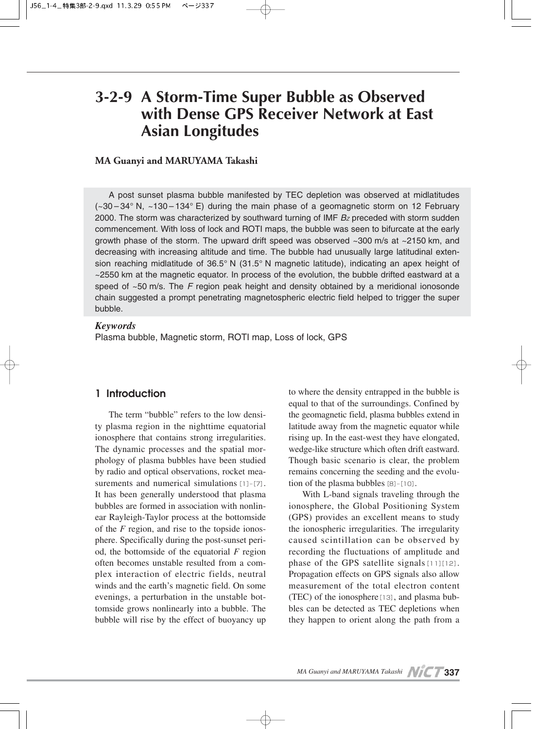# 3-2-9 A Storm-Time Super Bubble as Observed with Dense GPS Receiver Network at East Asian Longitudes

**MA Guanyi and MARUYAMA Takashi**

A post sunset plasma bubble manifested by TEC depletion was observed at midlatitudes (~30 – 34° N, ~130 – 134° E) during the main phase of a geomagnetic storm on 12 February 2000. The storm was characterized by southward turning of IMF $B_Z$ preceded with storm sudden commencement. With loss of lock and ROTI maps, the bubble was seen to bifurcate at the early growth phase of the storm. The upward drift speed was observed ~300 m/s at ~2150 km, and decreasing with increasing altitude and time. The bubble had unusually large latitudinal extension reaching midlatitude of 36.5° N (31.5° N magnetic latitude), indicating an apex height of ~2550 km at the magnetic equator. In process of the evolution, the bubble drifted eastward at a speed of ~50 m/s. The *F* region peak height and density obtained by a meridional ionosonde chain suggested a prompt penetrating magnetospheric electric field helped to trigger the super bubble.

***Keywords***
Plasma bubble, Magnetic storm, ROTI map, Loss of lock, GPS

## 1 Introduction

The term "bubble" refers to the low density plasma region in the nighttime equatorial ionosphere that contains strong irregularities. The dynamic processes and the spatial morphology of plasma bubbles have been studied by radio and optical observations, rocket measurements and numerical simulations [1]-[7]. It has been generally understood that plasma bubbles are formed in association with nonlinear Rayleigh-Taylor process at the bottomside of the *F* region, and rise to the topside ionosphere. Specifically during the post-sunset period, the bottomside of the equatorial *F* region often becomes unstable resulted from a complex interaction of electric fields, neutral winds and the earth's magnetic field. On some evenings, a perturbation in the unstable bottomside grows nonlinearly into a bubble. The bubble will rise by the effect of buoyancy up to where the density entrapped in the bubble is equal to that of the surroundings. Confined by the geomagnetic field, plasma bubbles extend in latitude away from the magnetic equator while rising up. In the east-west they have elongated, wedge-like structure which often drift eastward. Though basic scenario is clear, the problem remains concerning the seeding and the evolution of the plasma bubbles [8]-[10].

With L-band signals traveling through the ionosphere, the Global Positioning System (GPS) provides an excellent means to study the ionospheric irregularities. The irregularity caused scintillation can be observed by recording the fluctuations of amplitude and phase of the GPS satellite signals [11][12]. Propagation effects on GPS signals also allow measurement of the total electron content (TEC) of the ionosphere [13], and plasma bubbles can be detected as TEC depletions when they happen to orient along the path from a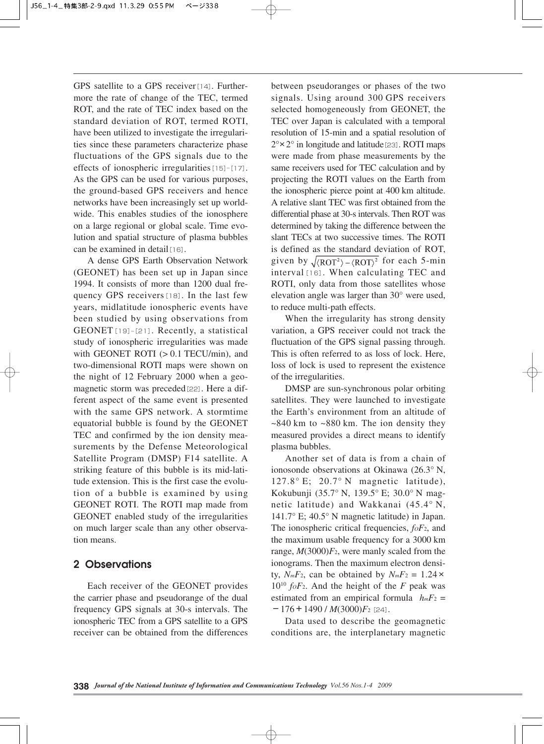GPS satellite to a GPS receiver [14]. Furthermore the rate of change of the TEC, termed ROT, and the rate of TEC index based on the standard deviation of ROT, termed ROTI, have been utilized to investigate the irregularities since these parameters characterize phase fluctuations of the GPS signals due to the effects of ionospheric irregularities [15]-[17]. As the GPS can be used for various purposes, the ground-based GPS receivers and hence networks have been increasingly set up worldwide. This enables studies of the ionosphere on a large regional or global scale. Time evolution and spatial structure of plasma bubbles can be examined in detail [16].

A dense GPS Earth Observation Network (GEONET) has been set up in Japan since 1994. It consists of more than 1200 dual frequency GPS receivers [18]. In the last few years, midlatitude ionospheric events have been studied by using observations from GEONET [19]-[21]. Recently, a statistical study of ionospheric irregularities was made with GEONET ROTI (> 0.1 TECU/min), and two-dimensional ROTI maps were shown on the night of 12 February 2000 when a geomagnetic storm was preceded [22]. Here a different aspect of the same event is presented with the same GPS network. A stormtime equatorial bubble is found by the GEONET TEC and confirmed by the ion density measurements by the Defense Meteorological Satellite Program (DMSP) F14 satellite. A striking feature of this bubble is its mid-latitude extension. This is the first case the evolution of a bubble is examined by using GEONET ROTI. The ROTI map made from GEONET enabled study of the irregularities on much larger scale than any other observation means.

## 2 Observations

Each receiver of the GEONET provides the carrier phase and pseudorange of the dual frequency GPS signals at 30-s intervals. The ionospheric TEC from a GPS satellite to a GPS receiver can be obtained from the differences between pseudoranges or phases of the two signals. Using around 300 GPS receivers selected homogeneously from GEONET, the TEC over Japan is calculated with a temporal resolution of 15-min and a spatial resolution of 2°×2° in longitude and latitude [23]. ROTI maps were made from phase measurements by the same receivers used for TEC calculation and by projecting the ROTI values on the Earth from the ionospheric pierce point at 400 km altitude. A relative slant TEC was first obtained from the differential phase at 30-s intervals. Then ROT was determined by taking the difference between the slant TECs at two successive times. The ROTI is defined as the standard deviation of ROT, given by $\sqrt{\langle \mathrm{ROT}^2 \rangle - \langle \mathrm{ROT} \rangle^2}$ for each 5-min interval [16]. When calculating TEC and ROTI, only data from those satellites whose elevation angle was larger than 30° were used, to reduce multi-path effects.

When the irregularity has strong density variation, a GPS receiver could not track the fluctuation of the GPS signal passing through. This is often referred to as loss of lock. Here, loss of lock is used to represent the existence of the irregularities.

DMSP are sun-synchronous polar orbiting satellites. They were launched to investigate the Earth's environment from an altitude of ~840 km to ~880 km. The ion density they measured provides a direct means to identify plasma bubbles.

Another set of data is from a chain of ionosonde observations at Okinawa (26.3° N, 127.8° E; 20.7° N magnetic latitude), Kokubunji (35.7° N, 139.5° E; 30.0° N magnetic latitude) and Wakkanai (45.4° N, 141.7° E; 40.5° N magnetic latitude) in Japan. The ionospheric critical frequencies, $foF_2$, and the maximum usable frequency for a 3000 km range, $M(3000)F_2$, were manly scaled from the ionograms. Then the maximum electron density, $N_mF_2$, can be obtained by $N_mF_2 = 1.24 \times 10^{10}\, foF_2$. And the height of the $F$ peak was estimated from an empirical formula $h_mF_2 = -176 + 1490 / M(3000)F_2$ [24].

Data used to describe the geomagnetic conditions are, the interplanetary magnetic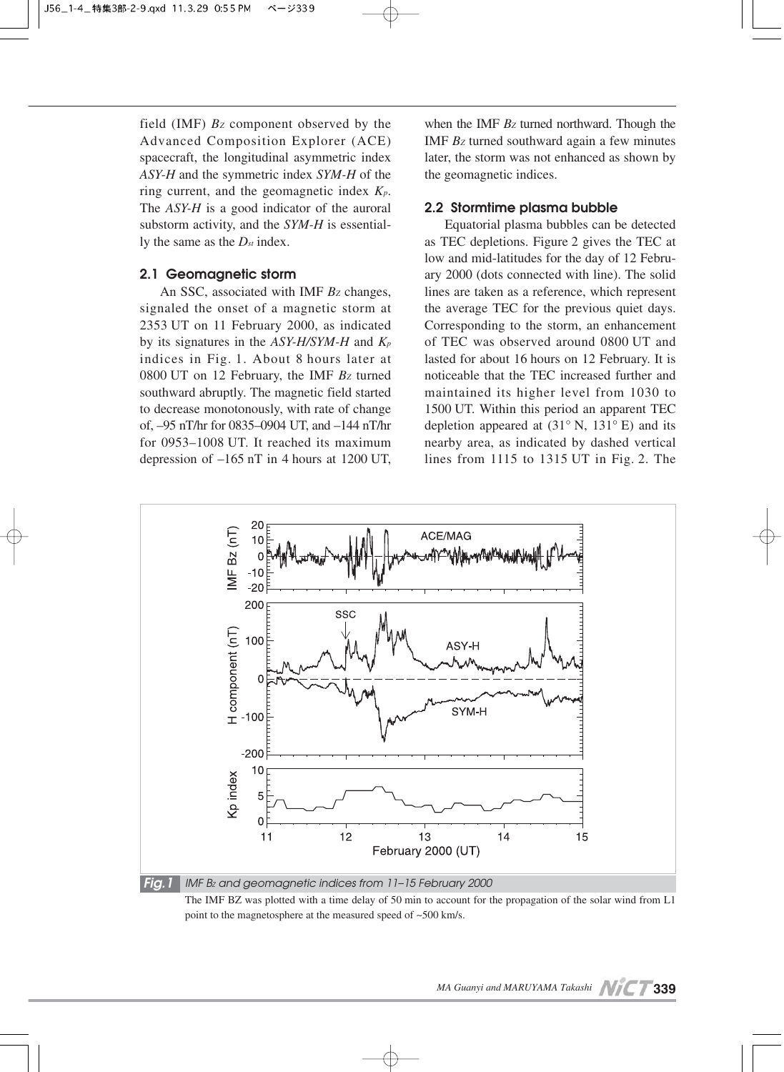field (IMF) $B_Z$ component observed by the Advanced Composition Explorer (ACE) spacecraft, the longitudinal asymmetric index *ASY-H* and the symmetric index *SYM-H* of the ring current, and the geomagnetic index $K_p$. The *ASY-H* is a good indicator of the auroral substorm activity, and the *SYM-H* is essentially the same as the $D_{st}$ index.

### 2.1 Geomagnetic storm

An SSC, associated with IMF $B_Z$ changes, signaled the onset of a magnetic storm at 2353 UT on 11 February 2000, as indicated by its signatures in the *ASY-H/SYM-H* and $K_p$ indices in Fig. 1. About 8 hours later at 0800 UT on 12 February, the IMF $B_Z$ turned southward abruptly. The magnetic field started to decrease monotonously, with rate of change of, –95 nT/hr for 0835–0904 UT, and –144 nT/hr for 0953–1008 UT. It reached its maximum depression of –165 nT in 4 hours at 1200 UT, when the IMF $B_Z$ turned northward. Though the IMF $B_Z$ turned southward again a few minutes later, the storm was not enhanced as shown by the geomagnetic indices.

### 2.2 Stormtime plasma bubble

Equatorial plasma bubbles can be detected as TEC depletions. Figure 2 gives the TEC at low and mid-latitudes for the day of 12 February 2000 (dots connected with line). The solid lines are taken as a reference, which represent the average TEC for the previous quiet days. Corresponding to the storm, an enhancement of TEC was observed around 0800 UT and lasted for about 16 hours on 12 February. It is noticeable that the TEC increased further and maintained its higher level from 1030 to 1500 UT. Within this period an apparent TEC depletion appeared at (31° N, 131° E) and its nearby area, as indicated by dashed vertical lines from 1115 to 1315 UT in Fig. 2. The

**Fig. 1** IMF $B_Z$ and geomagnetic indices from 11–15 February 2000

The IMF BZ was plotted with a time delay of 50 min to account for the propagation of the solar wind from L1 point to the magnetosphere at the measured speed of ~500 km/s.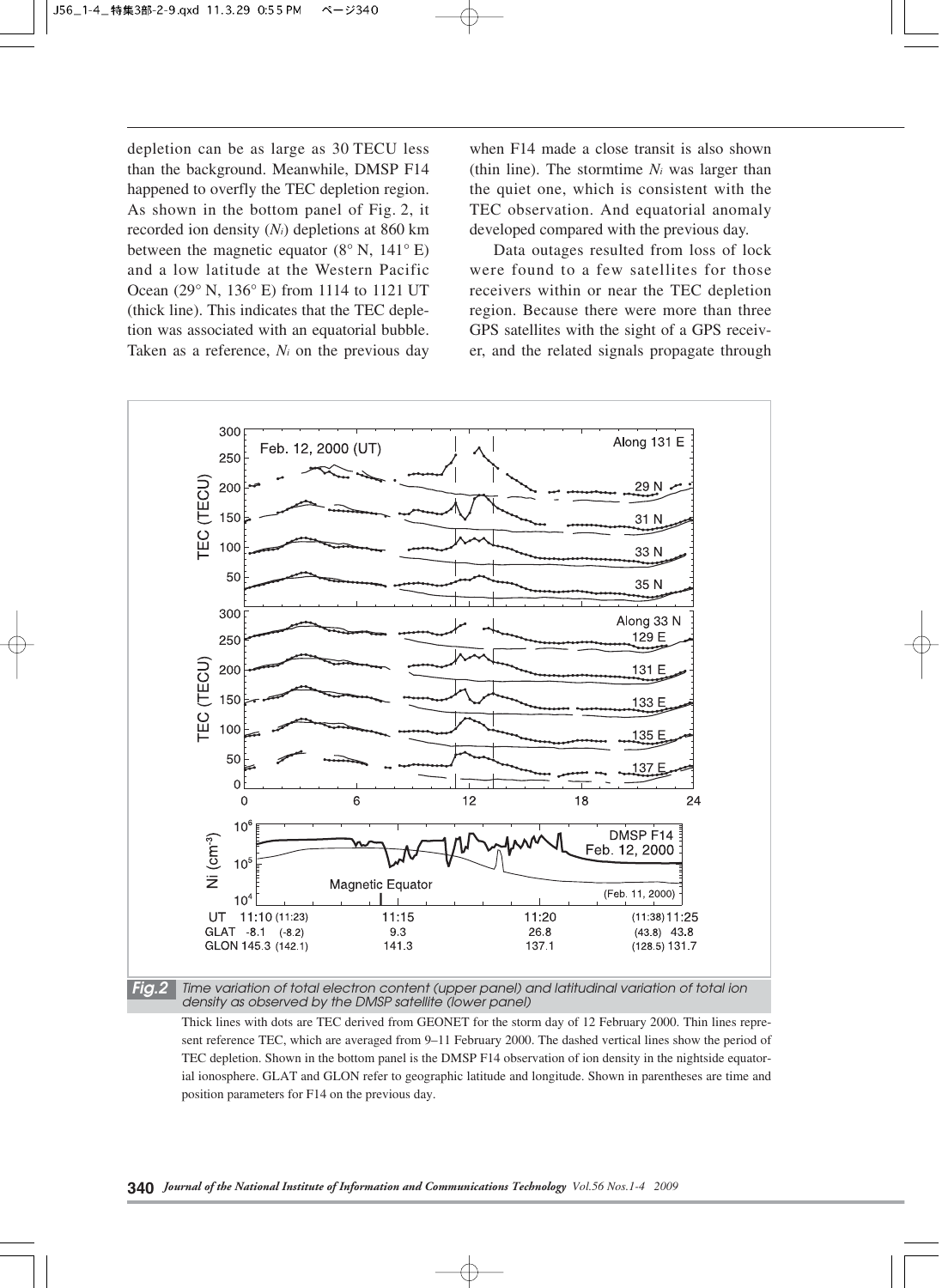depletion can be as large as 30 TECU less than the background. Meanwhile, DMSP F14 happened to overfly the TEC depletion region. As shown in the bottom panel of Fig. 2, it recorded ion density ($N_i$) depletions at 860 km between the magnetic equator (8° N, 141° E) and a low latitude at the Western Pacific Ocean (29° N, 136° E) from 1114 to 1121 UT (thick line). This indicates that the TEC depletion was associated with an equatorial bubble. Taken as a reference, $N_i$ on the previous day when F14 made a close transit is also shown (thin line). The stormtime $N_i$ was larger than the quiet one, which is consistent with the TEC observation. And equatorial anomaly developed compared with the previous day.

Data outages resulted from loss of lock were found to a few satellites for those receivers within or near the TEC depletion region. Because there were more than three GPS satellites with the sight of a GPS receiver, and the related signals propagate through

**Fig.2** Time variation of total electron content (upper panel) and latitudinal variation of total ion density as observed by the DMSP satellite (lower panel)

Thick lines with dots are TEC derived from GEONET for the storm day of 12 February 2000. Thin lines represent reference TEC, which are averaged from 9–11 February 2000. The dashed vertical lines show the period of TEC depletion. Shown in the bottom panel is the DMSP F14 observation of ion density in the nightside equatorial ionosphere. GLAT and GLON refer to geographic latitude and longitude. Shown in parentheses are time and position parameters for F14 on the previous day.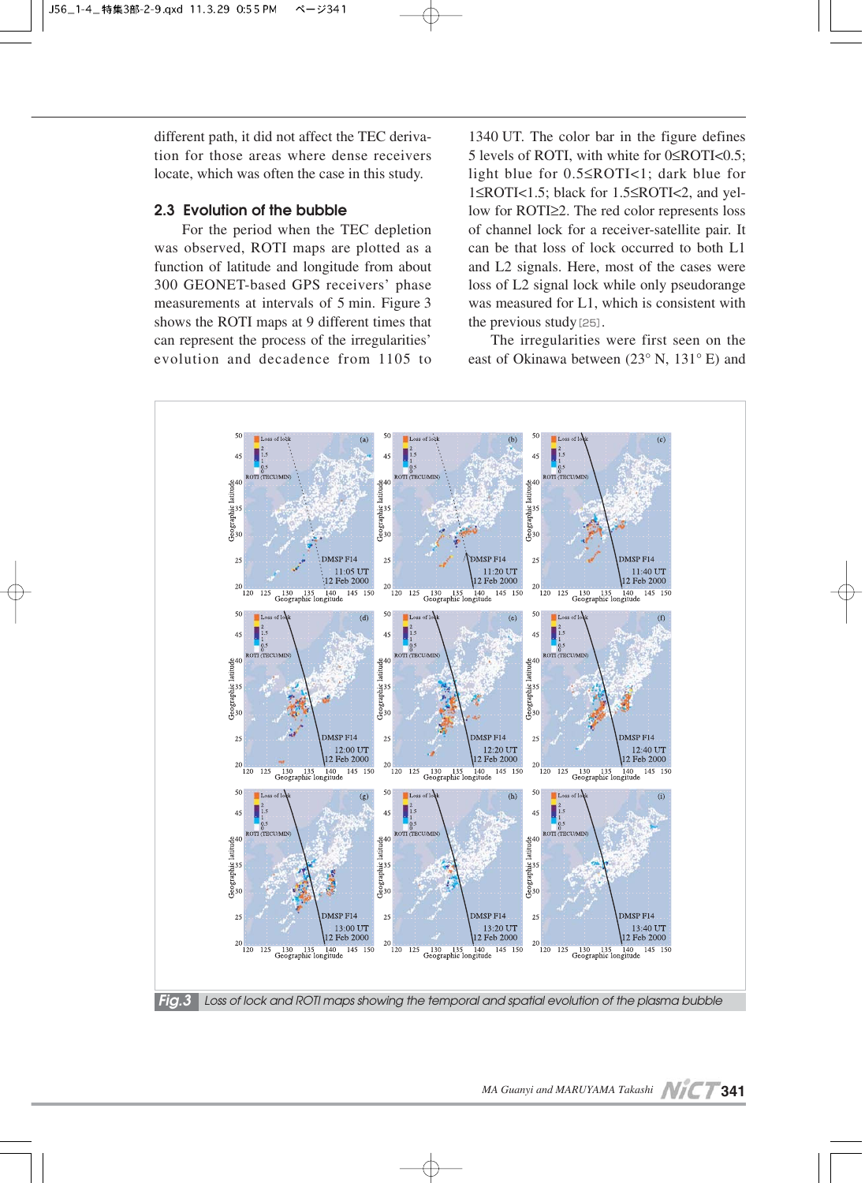different path, it did not affect the TEC derivation for those areas where dense receivers locate, which was often the case in this study.

### 2.3 Evolution of the bubble

For the period when the TEC depletion was observed, ROTI maps are plotted as a function of latitude and longitude from about 300 GEONET-based GPS receivers' phase measurements at intervals of 5 min. Figure 3 shows the ROTI maps at 9 different times that can represent the process of the irregularities' evolution and decadence from 1105 to 1340 UT. The color bar in the figure defines 5 levels of ROTI, with white for 0≤ROTI<0.5; light blue for 0.5≤ROTI<1; dark blue for 1≤ROTI<1.5; black for 1.5≤ROTI<2, and yellow for ROTI≥2. The red color represents loss of channel lock for a receiver-satellite pair. It can be that loss of lock occurred to both L1 and L2 signals. Here, most of the cases were loss of L2 signal lock while only pseudorange was measured for L1, which is consistent with the previous study[25].

The irregularities were first seen on the east of Okinawa between (23° N, 131° E) and

**Fig.3** Loss of lock and ROTI maps showing the temporal and spatial evolution of the plasma bubble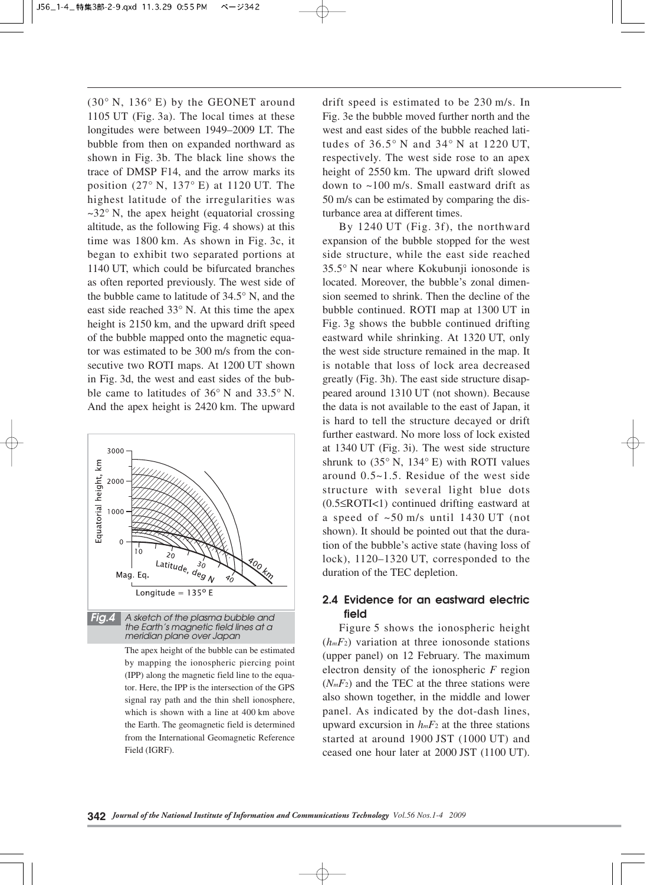(30° N, 136° E) by the GEONET around 1105 UT (Fig. 3a). The local times at these longitudes were between 1949–2009 LT. The bubble from then on expanded northward as shown in Fig. 3b. The black line shows the trace of DMSP F14, and the arrow marks its position (27° N, 137° E) at 1120 UT. The highest latitude of the irregularities was ~32° N, the apex height (equatorial crossing altitude, as the following Fig. 4 shows) at this time was 1800 km. As shown in Fig. 3c, it began to exhibit two separated portions at 1140 UT, which could be bifurcated branches as often reported previously. The west side of the bubble came to latitude of 34.5° N, and the east side reached 33° N. At this time the apex height is 2150 km, and the upward drift speed of the bubble mapped onto the magnetic equator was estimated to be 300 m/s from the consecutive two ROTI maps. At 1200 UT shown in Fig. 3d, the west and east sides of the bubble came to latitudes of 36° N and 33.5° N. And the apex height is 2420 km. The upward drift speed is estimated to be 230 m/s. In Fig. 3e the bubble moved further north and the west and east sides of the bubble reached latitudes of 36.5° N and 34° N at 1220 UT, respectively. The west side rose to an apex height of 2550 km. The upward drift slowed down to ~100 m/s. Small eastward drift as 50 m/s can be estimated by comparing the disturbance area at different times.

By 1240 UT (Fig. 3f), the northward expansion of the bubble stopped for the west side structure, while the east side reached 35.5° N near where Kokubunji ionosonde is located. Moreover, the bubble's zonal dimension seemed to shrink. Then the decline of the bubble continued. ROTI map at 1300 UT in Fig. 3g shows the bubble continued drifting eastward while shrinking. At 1320 UT, only the west side structure remained in the map. It is notable that loss of lock area decreased greatly (Fig. 3h). The east side structure disappeared around 1310 UT (not shown). Because the data is not available to the east of Japan, it is hard to tell the structure decayed or drift further eastward. No more loss of lock existed at 1340 UT (Fig. 3i). The west side structure shrunk to (35° N, 134° E) with ROTI values around 0.5~1.5. Residue of the west side structure with several light blue dots (0.5≤ROTI<1) continued drifting eastward at a speed of ~50 m/s until 1430 UT (not shown). It should be pointed out that the duration of the bubble's active state (having loss of lock), 1120–1320 UT, corresponded to the duration of the TEC depletion.

**Fig.4** A sketch of the plasma bubble and the Earth's magnetic field lines at a meridian plane over Japan

The apex height of the bubble can be estimated by mapping the ionospheric piercing point (IPP) along the magnetic field line to the equator. Here, the IPP is the intersection of the GPS signal ray path and the thin shell ionosphere, which is shown with a line at 400 km above the Earth. The geomagnetic field is determined from the International Geomagnetic Reference Field (IGRF).

## 2.4 Evidence for an eastward electric field

Figure 5 shows the ionospheric height ($h_mF_2$) variation at three ionosonde stations (upper panel) on 12 February. The maximum electron density of the ionospheric *F* region ($N_mF_2$) and the TEC at the three stations were also shown together, in the middle and lower panel. As indicated by the dot-dash lines, upward excursion in $h_mF_2$ at the three stations started at around 1900 JST (1000 UT) and ceased one hour later at 2000 JST (1100 UT).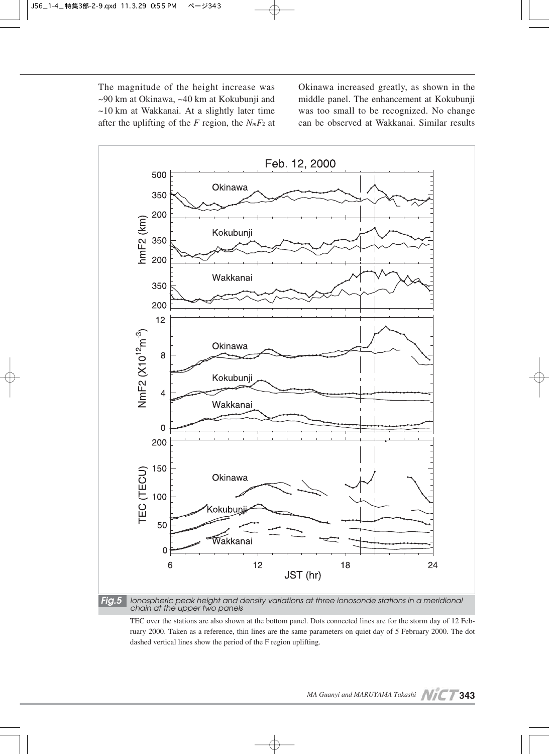The magnitude of the height increase was ~90 km at Okinawa, ~40 km at Kokubunji and ~10 km at Wakkanai. At a slightly later time after the uplifting of the *F* region, the $N_mF_2$ at Okinawa increased greatly, as shown in the middle panel. The enhancement at Kokubunji was too small to be recognized. No change can be observed at Wakkanai. Similar results

***Fig.5*** *Ionospheric peak height and density variations at three ionosonde stations in a meridional chain at the upper two panels*

TEC over the stations are also shown at the bottom panel. Dots connected lines are for the storm day of 12 February 2000. Taken as a reference, thin lines are the same parameters on quiet day of 5 February 2000. The dot dashed vertical lines show the period of the F region uplifting.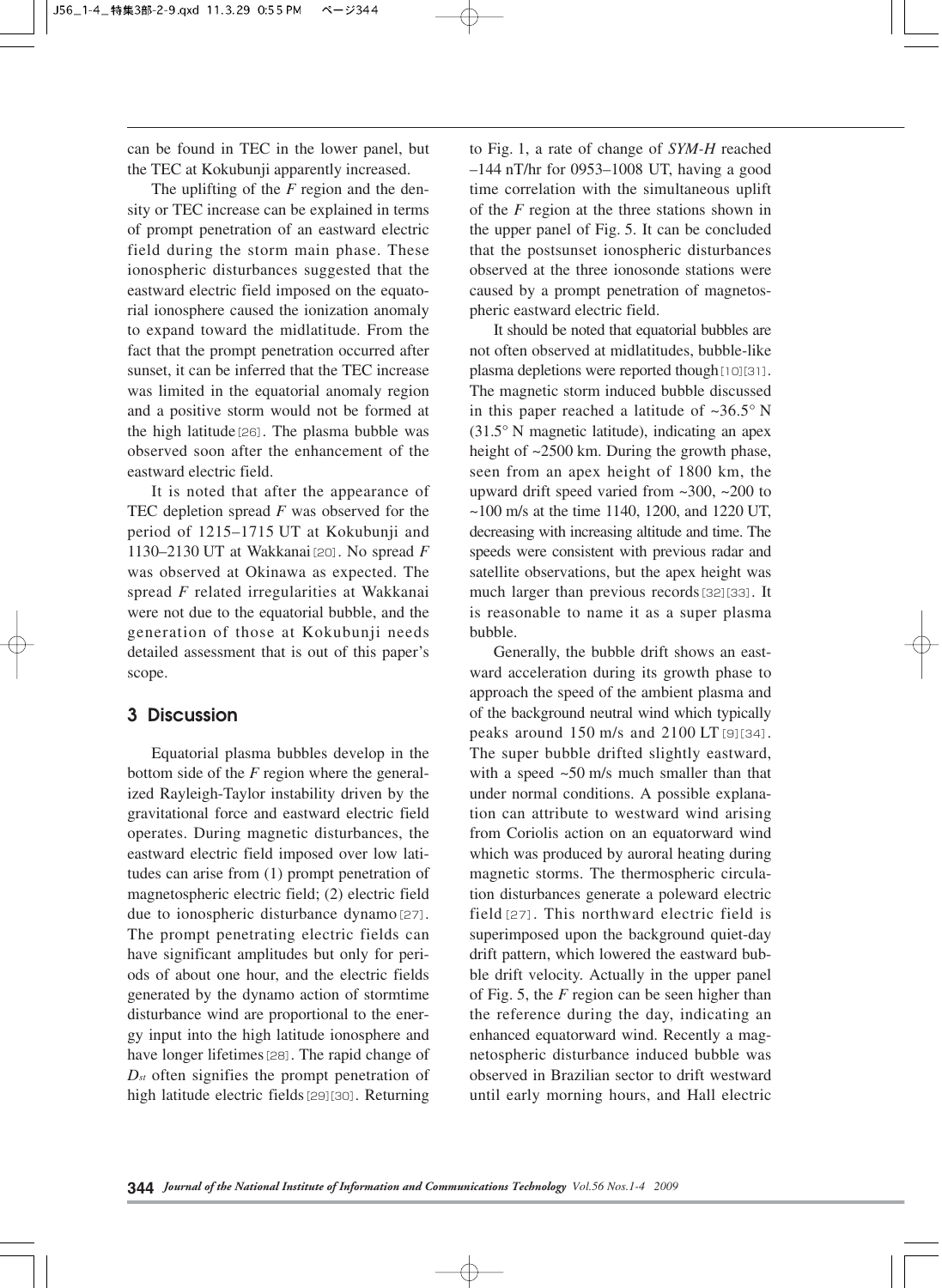can be found in TEC in the lower panel, but the TEC at Kokubunji apparently increased.

The uplifting of the *F* region and the density or TEC increase can be explained in terms of prompt penetration of an eastward electric field during the storm main phase. These ionospheric disturbances suggested that the eastward electric field imposed on the equatorial ionosphere caused the ionization anomaly to expand toward the midlatitude. From the fact that the prompt penetration occurred after sunset, it can be inferred that the TEC increase was limited in the equatorial anomaly region and a positive storm would not be formed at the high latitude[26]. The plasma bubble was observed soon after the enhancement of the eastward electric field.

It is noted that after the appearance of TEC depletion spread *F* was observed for the period of 1215–1715 UT at Kokubunji and 1130–2130 UT at Wakkanai[20]. No spread *F* was observed at Okinawa as expected. The spread *F* related irregularities at Wakkanai were not due to the equatorial bubble, and the generation of those at Kokubunji needs detailed assessment that is out of this paper's scope.

## 3 Discussion

Equatorial plasma bubbles develop in the bottom side of the *F* region where the generalized Rayleigh-Taylor instability driven by the gravitational force and eastward electric field operates. During magnetic disturbances, the eastward electric field imposed over low latitudes can arise from (1) prompt penetration of magnetospheric electric field; (2) electric field due to ionospheric disturbance dynamo[27]. The prompt penetrating electric fields can have significant amplitudes but only for periods of about one hour, and the electric fields generated by the dynamo action of stormtime disturbance wind are proportional to the energy input into the high latitude ionosphere and have longer lifetimes[28]. The rapid change of $D_{st}$ often signifies the prompt penetration of high latitude electric fields[29][30]. Returning to Fig. 1, a rate of change of *SYM-H* reached –144 nT/hr for 0953–1008 UT, having a good time correlation with the simultaneous uplift of the *F* region at the three stations shown in the upper panel of Fig. 5. It can be concluded that the postsunset ionospheric disturbances observed at the three ionosonde stations were caused by a prompt penetration of magnetospheric eastward electric field.

It should be noted that equatorial bubbles are not often observed at midlatitudes, bubble-like plasma depletions were reported though[10][31]. The magnetic storm induced bubble discussed in this paper reached a latitude of ~36.5° N (31.5° N magnetic latitude), indicating an apex height of ~2500 km. During the growth phase, seen from an apex height of 1800 km, the upward drift speed varied from ~300, ~200 to ~100 m/s at the time 1140, 1200, and 1220 UT, decreasing with increasing altitude and time. The speeds were consistent with previous radar and satellite observations, but the apex height was much larger than previous records[32][33]. It is reasonable to name it as a super plasma bubble.

Generally, the bubble drift shows an eastward acceleration during its growth phase to approach the speed of the ambient plasma and of the background neutral wind which typically peaks around 150 m/s and 2100 LT[9][34]. The super bubble drifted slightly eastward, with a speed ~50 m/s much smaller than that under normal conditions. A possible explanation can attribute to westward wind arising from Coriolis action on an equatorward wind which was produced by auroral heating during magnetic storms. The thermospheric circulation disturbances generate a poleward electric field[27]. This northward electric field is superimposed upon the background quiet-day drift pattern, which lowered the eastward bubble drift velocity. Actually in the upper panel of Fig. 5, the *F* region can be seen higher than the reference during the day, indicating an enhanced equatorward wind. Recently a magnetospheric disturbance induced bubble was observed in Brazilian sector to drift westward until early morning hours, and Hall electric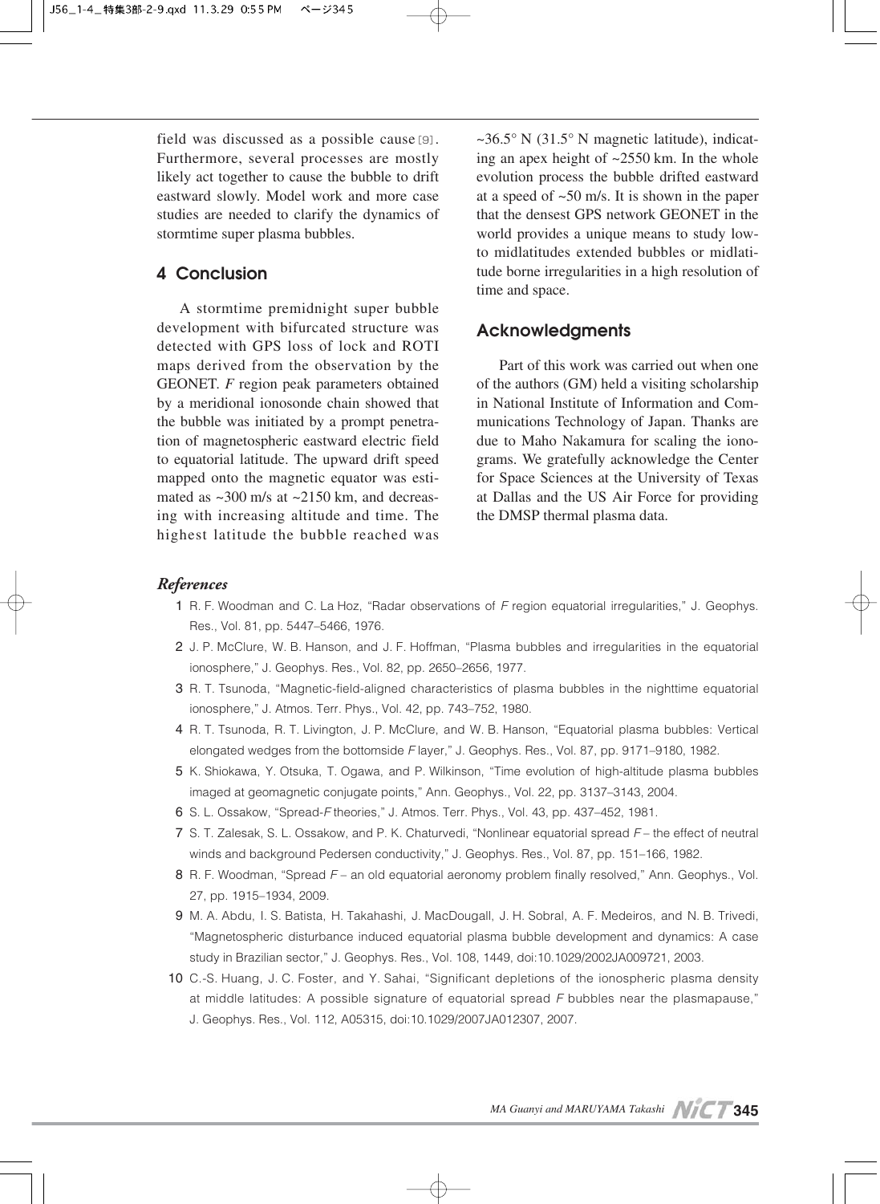field was discussed as a possible cause[9]. Furthermore, several processes are mostly likely act together to cause the bubble to drift eastward slowly. Model work and more case studies are needed to clarify the dynamics of stormtime super plasma bubbles.

## 4 Conclusion

A stormtime premidnight super bubble development with bifurcated structure was detected with GPS loss of lock and ROTI maps derived from the observation by the GEONET. *F* region peak parameters obtained by a meridional ionosonde chain showed that the bubble was initiated by a prompt penetration of magnetospheric eastward electric field to equatorial latitude. The upward drift speed mapped onto the magnetic equator was estimated as ~300 m/s at ~2150 km, and decreasing with increasing altitude and time. The highest latitude the bubble reached was ~36.5° N (31.5° N magnetic latitude), indicating an apex height of ~2550 km. In the whole evolution process the bubble drifted eastward at a speed of ~50 m/s. It is shown in the paper that the densest GPS network GEONET in the world provides a unique means to study low- to midlatitudes extended bubbles or midlatitude borne irregularities in a high resolution of time and space.

## Acknowledgments

Part of this work was carried out when one of the authors (GM) held a visiting scholarship in National Institute of Information and Communications Technology of Japan. Thanks are due to Maho Nakamura for scaling the ionograms. We gratefully acknowledge the Center for Space Sciences at the University of Texas at Dallas and the US Air Force for providing the DMSP thermal plasma data.

## *References*

1. R. F. Woodman and C. La Hoz, "Radar observations of *F* region equatorial irregularities," J. Geophys. Res., Vol. 81, pp. 5447–5466, 1976.
2. J. P. McClure, W. B. Hanson, and J. F. Hoffman, "Plasma bubbles and irregularities in the equatorial ionosphere," J. Geophys. Res., Vol. 82, pp. 2650–2656, 1977.
3. R. T. Tsunoda, "Magnetic-field-aligned characteristics of plasma bubbles in the nighttime equatorial ionosphere," J. Atmos. Terr. Phys., Vol. 42, pp. 743–752, 1980.
4. R. T. Tsunoda, R. T. Livington, J. P. McClure, and W. B. Hanson, "Equatorial plasma bubbles: Vertical elongated wedges from the bottomside *F* layer," J. Geophys. Res., Vol. 87, pp. 9171–9180, 1982.
5. K. Shiokawa, Y. Otsuka, T. Ogawa, and P. Wilkinson, "Time evolution of high-altitude plasma bubbles imaged at geomagnetic conjugate points," Ann. Geophys., Vol. 22, pp. 3137–3143, 2004.
6. S. L. Ossakow, "Spread-*F* theories," J. Atmos. Terr. Phys., Vol. 43, pp. 437–452, 1981.
7. S. T. Zalesak, S. L. Ossakow, and P. K. Chaturvedi, "Nonlinear equatorial spread *F* – the effect of neutral winds and background Pedersen conductivity," J. Geophys. Res., Vol. 87, pp. 151–166, 1982.
8. R. F. Woodman, "Spread *F* – an old equatorial aeronomy problem finally resolved," Ann. Geophys., Vol. 27, pp. 1915–1934, 2009.
9. M. A. Abdu, I. S. Batista, H. Takahashi, J. MacDougall, J. H. Sobral, A. F. Medeiros, and N. B. Trivedi, "Magnetospheric disturbance induced equatorial plasma bubble development and dynamics: A case study in Brazilian sector," J. Geophys. Res., Vol. 108, 1449, doi:10.1029/2002JA009721, 2003.
10. C.-S. Huang, J. C. Foster, and Y. Sahai, "Significant depletions of the ionospheric plasma density at middle latitudes: A possible signature of equatorial spread *F* bubbles near the plasmapause," J. Geophys. Res., Vol. 112, A05315, doi:10.1029/2007JA012307, 2007.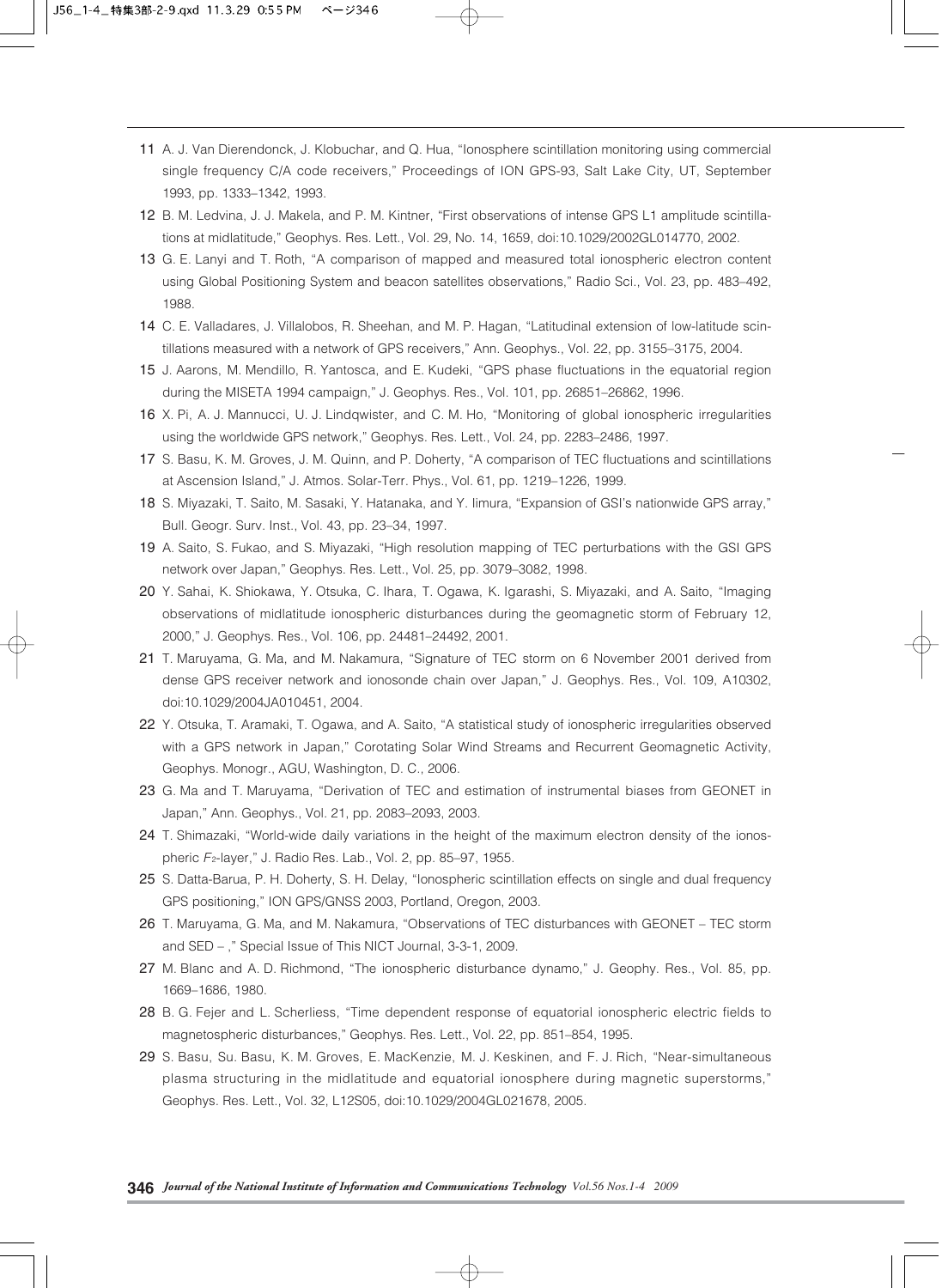11 A. J. Van Dierendonck, J. Klobuchar, and Q. Hua, "Ionosphere scintillation monitoring using commercial single frequency C/A code receivers," Proceedings of ION GPS-93, Salt Lake City, UT, September 1993, pp. 1333–1342, 1993.

12 B. M. Ledvina, J. J. Makela, and P. M. Kintner, "First observations of intense GPS L1 amplitude scintillations at midlatitude," Geophys. Res. Lett., Vol. 29, No. 14, 1659, doi:10.1029/2002GL014770, 2002.

13 G. E. Lanyi and T. Roth, "A comparison of mapped and measured total ionospheric electron content using Global Positioning System and beacon satellites observations," Radio Sci., Vol. 23, pp. 483–492, 1988.

14 C. E. Valladares, J. Villalobos, R. Sheehan, and M. P. Hagan, "Latitudinal extension of low-latitude scintillations measured with a network of GPS receivers," Ann. Geophys., Vol. 22, pp. 3155–3175, 2004.

15 J. Aarons, M. Mendillo, R. Yantosca, and E. Kudeki, "GPS phase fluctuations in the equatorial region during the MISETA 1994 campaign," J. Geophys. Res., Vol. 101, pp. 26851–26862, 1996.

16 X. Pi, A. J. Mannucci, U. J. Lindqwister, and C. M. Ho, "Monitoring of global ionospheric irregularities using the worldwide GPS network," Geophys. Res. Lett., Vol. 24, pp. 2283–2486, 1997.

17 S. Basu, K. M. Groves, J. M. Quinn, and P. Doherty, "A comparison of TEC fluctuations and scintillations at Ascension Island," J. Atmos. Solar-Terr. Phys., Vol. 61, pp. 1219–1226, 1999.

18 S. Miyazaki, T. Saito, M. Sasaki, Y. Hatanaka, and Y. Iimura, "Expansion of GSI's nationwide GPS array," Bull. Geogr. Surv. Inst., Vol. 43, pp. 23–34, 1997.

19 A. Saito, S. Fukao, and S. Miyazaki, "High resolution mapping of TEC perturbations with the GSI GPS network over Japan," Geophys. Res. Lett., Vol. 25, pp. 3079–3082, 1998.

20 Y. Sahai, K. Shiokawa, Y. Otsuka, C. Ihara, T. Ogawa, K. Igarashi, S. Miyazaki, and A. Saito, "Imaging observations of midlatitude ionospheric disturbances during the geomagnetic storm of February 12, 2000," J. Geophys. Res., Vol. 106, pp. 24481–24492, 2001.

21 T. Maruyama, G. Ma, and M. Nakamura, "Signature of TEC storm on 6 November 2001 derived from dense GPS receiver network and ionosonde chain over Japan," J. Geophys. Res., Vol. 109, A10302, doi:10.1029/2004JA010451, 2004.

22 Y. Otsuka, T. Aramaki, T. Ogawa, and A. Saito, "A statistical study of ionospheric irregularities observed with a GPS network in Japan," Corotating Solar Wind Streams and Recurrent Geomagnetic Activity, Geophys. Monogr., AGU, Washington, D. C., 2006.

23 G. Ma and T. Maruyama, "Derivation of TEC and estimation of instrumental biases from GEONET in Japan," Ann. Geophys., Vol. 21, pp. 2083–2093, 2003.

24 T. Shimazaki, "World-wide daily variations in the height of the maximum electron density of the ionospheric $F_2$-layer," J. Radio Res. Lab., Vol. 2, pp. 85–97, 1955.

25 S. Datta-Barua, P. H. Doherty, S. H. Delay, "Ionospheric scintillation effects on single and dual frequency GPS positioning," ION GPS/GNSS 2003, Portland, Oregon, 2003.

26 T. Maruyama, G. Ma, and M. Nakamura, "Observations of TEC disturbances with GEONET – TEC storm and SED – ," Special Issue of This NICT Journal, 3-3-1, 2009.

27 M. Blanc and A. D. Richmond, "The ionospheric disturbance dynamo," J. Geophy. Res., Vol. 85, pp. 1669–1686, 1980.

28 B. G. Fejer and L. Scherliess, "Time dependent response of equatorial ionospheric electric fields to magnetospheric disturbances," Geophys. Res. Lett., Vol. 22, pp. 851–854, 1995.

29 S. Basu, Su. Basu, K. M. Groves, E. MacKenzie, M. J. Keskinen, and F. J. Rich, "Near-simultaneous plasma structuring in the midlatitude and equatorial ionosphere during magnetic superstorms," Geophys. Res. Lett., Vol. 32, L12S05, doi:10.1029/2004GL021678, 2005.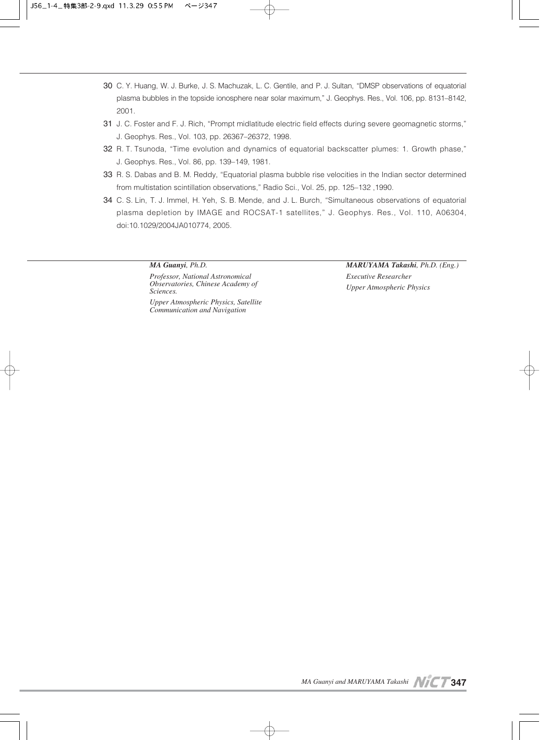30 C. Y. Huang, W. J. Burke, J. S. Machuzak, L. C. Gentile, and P. J. Sultan, "DMSP observations of equatorial plasma bubbles in the topside ionosphere near solar maximum," J. Geophys. Res., Vol. 106, pp. 8131–8142, 2001.

31 J. C. Foster and F. J. Rich, "Prompt midlatitude electric field effects during severe geomagnetic storms," J. Geophys. Res., Vol. 103, pp. 26367–26372, 1998.

32 R. T. Tsunoda, "Time evolution and dynamics of equatorial backscatter plumes: 1. Growth phase," J. Geophys. Res., Vol. 86, pp. 139–149, 1981.

33 R. S. Dabas and B. M. Reddy, "Equatorial plasma bubble rise velocities in the Indian sector determined from multistation scintillation observations," Radio Sci., Vol. 25, pp. 125–132 ,1990.

34 C. S. Lin, T. J. Immel, H. Yeh, S. B. Mende, and J. L. Burch, "Simultaneous observations of equatorial plasma depletion by IMAGE and ROCSAT-1 satellites," J. Geophys. Res., Vol. 110, A06304, doi:10.1029/2004JA010774, 2005.

***MA Guanyi**, Ph.D.*
*Professor, National Astronomical Observatories, Chinese Academy of Sciences.*
*Upper Atmospheric Physics, Satellite Communication and Navigation*

***MARUYAMA Takashi**, Ph.D. (Eng.)*
*Executive Researcher*
*Upper Atmospheric Physics*